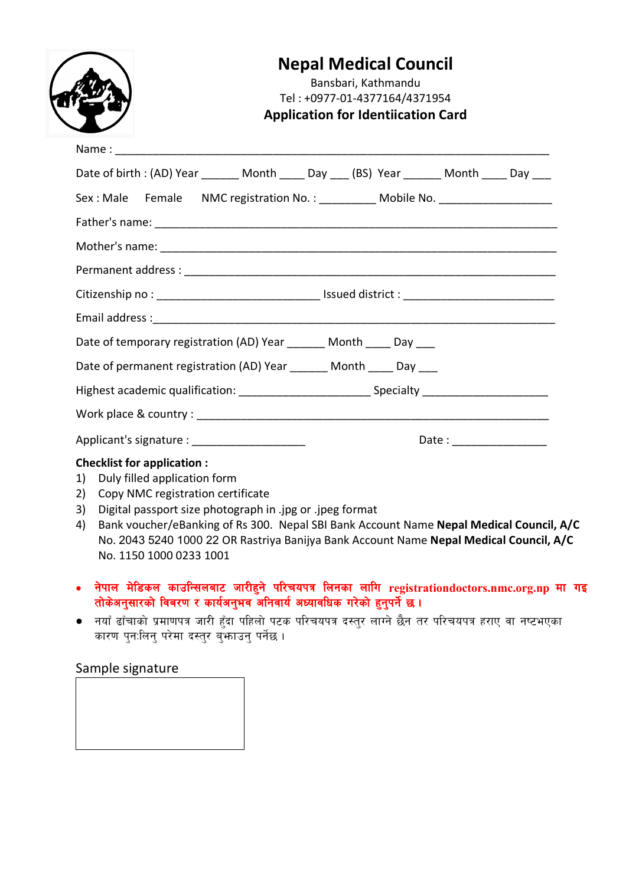# Nepal Medical Council

Bansbari, Kathmandu

Tel : +0977-01-4377164/4371954

## Application for Identiication Card

Name : ___________________________________________________________________

Date of birth : (AD) Year ______ Month ____ Day ___ (BS) Year ______ Month ____ Day ___

Sex : Male Female NMC registration No. : _________ Mobile No. _________________

Father's name: ______________________________________________________________

Mother's name: ______________________________________________________________

Permanent address : __________________________________________________________

Citizenship no : _________________________ Issued district : ______________________

Email address :_______________________________________________________________

Date of temporary registration (AD) Year ______ Month ____ Day ___

Date of permanent registration (AD) Year ______ Month ____ Day ___

Highest academic qualification: ____________________ Specialty ___________________

Work place & country : _______________________________________________________

Applicant's signature : _________________ Date : ______________

**Checklist for application :**

1) Duly filled application form
2) Copy NMC registration certificate
3) Digital passport size photograph in .jpg or .jpeg format
4) Bank voucher/eBanking of Rs 300. Nepal SBI Bank Account Name **Nepal Medical Council, A/C** No. 2043 5240 1000 22 OR Rastriya Banijya Bank Account Name **Nepal Medical Council, A/C** No. 1150 1000 0233 1001

- **नेपाल मेडिकल काउन्सिलबाट जारीहुने परिचयपत्र लिनका लागि registrationdoctors.nmc.org.np मा गइ तोकेअनुसारको विवरण र कार्यअनुभव अनिवार्य अध्यावधिक गरेको हुनुपर्ने छ ।**
- नयाँ ढाँचाको प्रमाणपत्र जारी हुँदा पहिलो पटक परिचयपत्र दस्तुर लाग्ने छैन तर परिचयपत्र हराए वा नष्टभएका कारण पुन:लिनु परेमा दस्तुर बुझाउनु पर्नेछ ।

Sample signature

| |
|---|
| |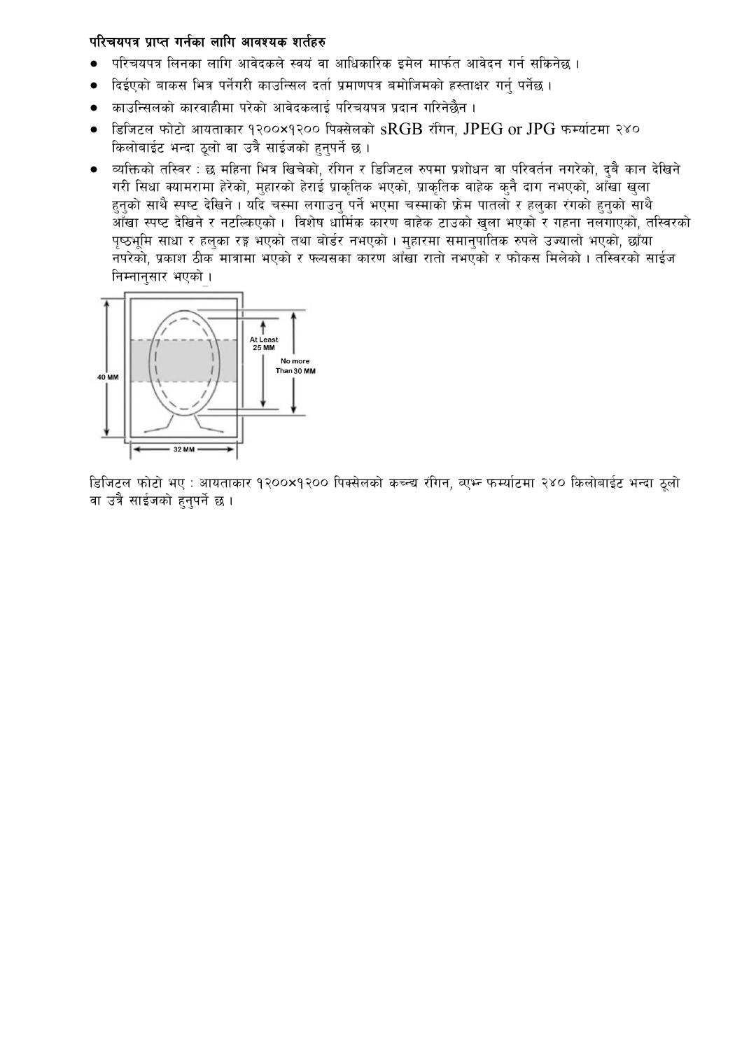**परिचयपत्र प्राप्त गर्नका लागि आवश्यक शर्तहरु**

- परिचयपत्र लिनका लागि आवेदकले स्वयं वा आधिकारिक इमेल मार्फत आवेदन गर्न सकिनेछ ।
- दिईएको बाकस भित्र पर्नेगरी काउन्सिल दर्ता प्रमाणपत्र बमोजिमको हस्ताक्षर गर्नु पर्नेछ ।
- काउन्सिलको कारवाहीमा परेको आवेदकलाई परिचयपत्र प्रदान गरिनेछैन ।
- डिजिटल फोटो आयताकार १२००×१२०० पिक्सेलको sRGB रंगिन, JPEG or JPG फर्म्याटमा २४० किलोबाईट भन्दा ठूलो वा उत्रै साईजको हुनुपर्ने छ ।
- व्यक्तिको तस्विर : छ महिना भित्र खिचेको, रंगिन र डिजिटल रुपमा प्रशोधन वा परिवर्तन नगरेको, दुबै कान देखिने गरी सिधा क्यामरामा हेरेको, मुहारको हेराई प्राकृतिक भएको, प्राकृतिक वाहेक कुनै दाग नभएको, आँखा खुला हुनुको साथै स्पष्ट देखिने । यदि चस्मा लगाउनु पर्ने भएमा चस्माको फ्रेम पातलो र हलुका रंगको हुनुको साथै आँखा स्पष्ट देखिने र नटल्किएको । विशेष धार्मिक कारण बाहेक टाउको खुला भएको र गहना नलगाएको, तस्विरको पृष्ठभूमि साधा र हलुका रङ्ग भएको तथा बोर्डर नभएको । मुहारमा समानुपातिक रुपले उज्यालो भएको, छाँया नपरेको, प्रकाश ठीक मात्रामा भएको र फ्ल्यसका कारण आँखा रातो नभएको र फोकस मिलेको । तस्विरको साईज निम्नानुसार भएको ।

At Least 25 MM

No more Than 30 MM

40 MM

32 MM

डिजिटल फोटो भए : आयताकार १२००×१२०० पिक्सेलको कच्न्द्य रंगिन, व्एभ्न फर्म्याटमा २४० किलोबाईट भन्दा ठूलो वा उत्रै साईजको हुनुपर्ने छ ।